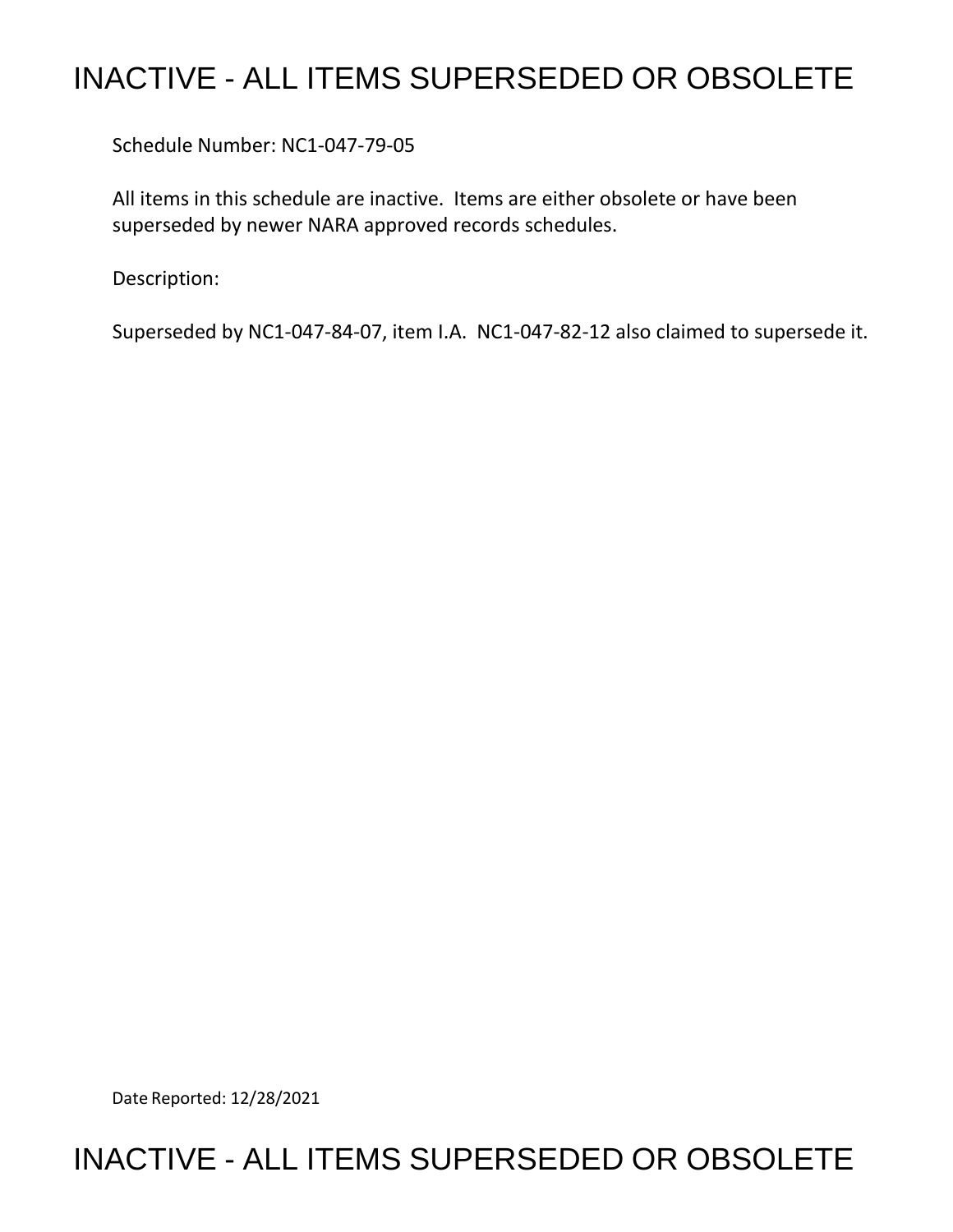# INACTIVE - ALL ITEMS SUPERSEDED OR OBSOLETE

Schedule Number: NC1-047-79-05

All items in this schedule are inactive. Items are either obsolete or have been superseded by newer NARA approved records schedules.

Description:

Superseded by NC1-047-84-07, item I.A. NC1-047-82-12 also claimed to supersede it.

Date Reported: 12/28/2021

# INACTIVE - ALL ITEMS SUPERSEDED OR OBSOLETE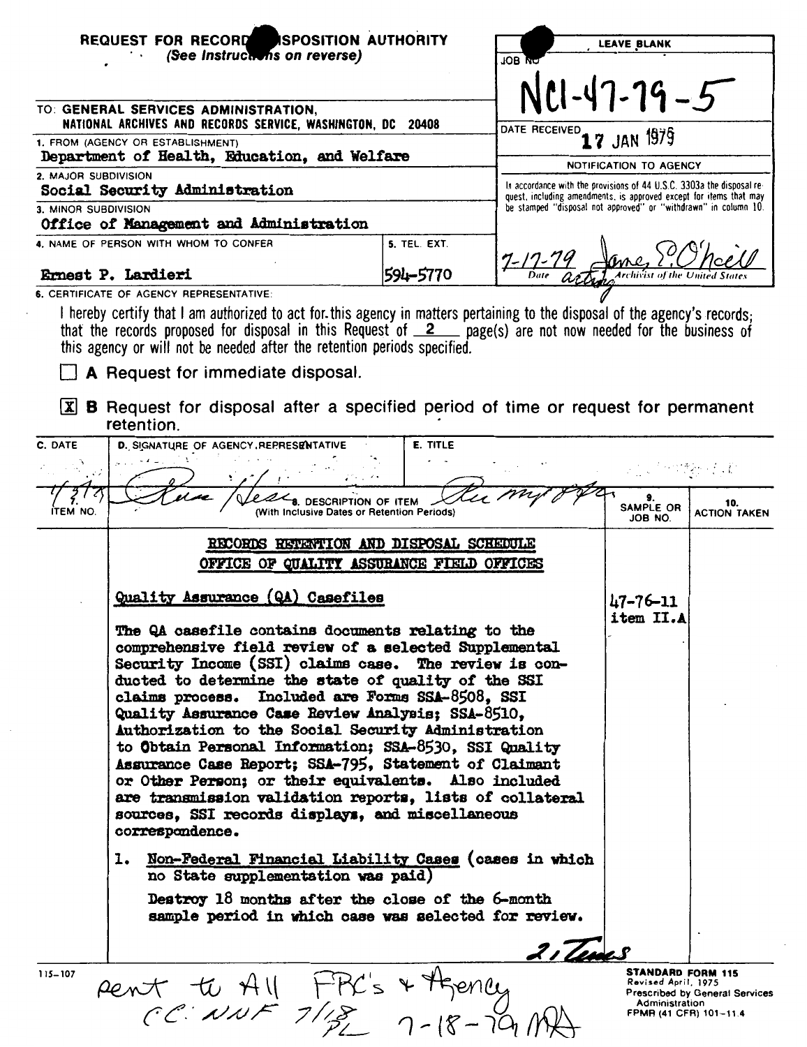**REQUEST FOR RECORDS DISPOSITION AUTHORITY**
*(See Instructions on reverse)*

TO: **GENERAL SERVICES ADMINISTRATION, NATIONAL ARCHIVES AND RECORDS SERVICE, WASHINGTON, DC 20408**

1. FROM (AGENCY OR ESTABLISHMENT)
Department of Health, Education, and Welfare

2. MAJOR SUBDIVISION
Social Security Administration

3. MINOR SUBDIVISION
Office of Management and Administration

4. NAME OF PERSON WITH WHOM TO CONFER
Ernest P. Lardieri

5. TEL. EXT.
594-5770

LEAVE BLANK

JOB NO
NCI-47-79-5

DATE RECEIVED
17 JAN 1979

NOTIFICATION TO AGENCY

In accordance with the provisions of 44 U.S.C. 3303a the disposal request, including amendments, is approved except for items that may be stamped "disposal not approved" or "withdrawn" in column 10.

7-17-79 — Date — James E. O'Neill, acting Archivist of the United States

6. CERTIFICATE OF AGENCY REPRESENTATIVE:

I hereby certify that I am authorized to act for this agency in matters pertaining to the disposal of the agency's records; that the records proposed for disposal in this Request of 2 page(s) are not now needed for the business of this agency or will not be needed after the retention periods specified.

☐ **A** Request for immediate disposal.

☒ **B** Request for disposal after a specified period of time or request for permanent retention.

| C. DATE | D. SIGNATURE OF AGENCY REPRESENTATIVE | E. TITLE |
|---|---|---|
| 1/3/79 | [signature] | [handwritten title] |

| 7. ITEM NO. | 8. DESCRIPTION OF ITEM (With Inclusive Dates or Retention Periods) | 9. SAMPLE OR JOB NO. | 10. ACTION TAKEN |
|---|---|---|---|
| | **RECORDS RETENTION AND DISPOSAL SCHEDULE** <br> **OFFICE OF QUALITY ASSURANCE FIELD OFFICES** | | |
| | Quality Assurance (QA) Casefiles <br><br> The QA casefile contains documents relating to the comprehensive field review of a selected Supplemental Security Income (SSI) claims case. The review is conducted to determine the state of quality of the SSI claims process. Included are Forms SSA-8508, SSI Quality Assurance Case Review Analysis; SSA-8510, Authorization to the Social Security Administration to Obtain Personal Information; SSA-8530, SSI Quality Assurance Case Report; SSA-795, Statement of Claimant or Other Person; or their equivalents. Also included are transmission validation reports, lists of collateral sources, SSI records displays, and miscellaneous correspondence. | 47-76-11 item II.A | |
| 1. | Non-Federal Financial Liability Cases (cases in which no State supplementation was paid) <br><br> Destroy 18 months after the close of the 6-month sample period in which case was selected for review. | | |

2, Times

sent to All FRC's & Agency
CC: NNF 7/18 PL 7-18-79 MA

115-107

**STANDARD FORM 115**
Revised April, 1975
Prescribed by General Services Administration
FPMR (41 CFR) 101-11.4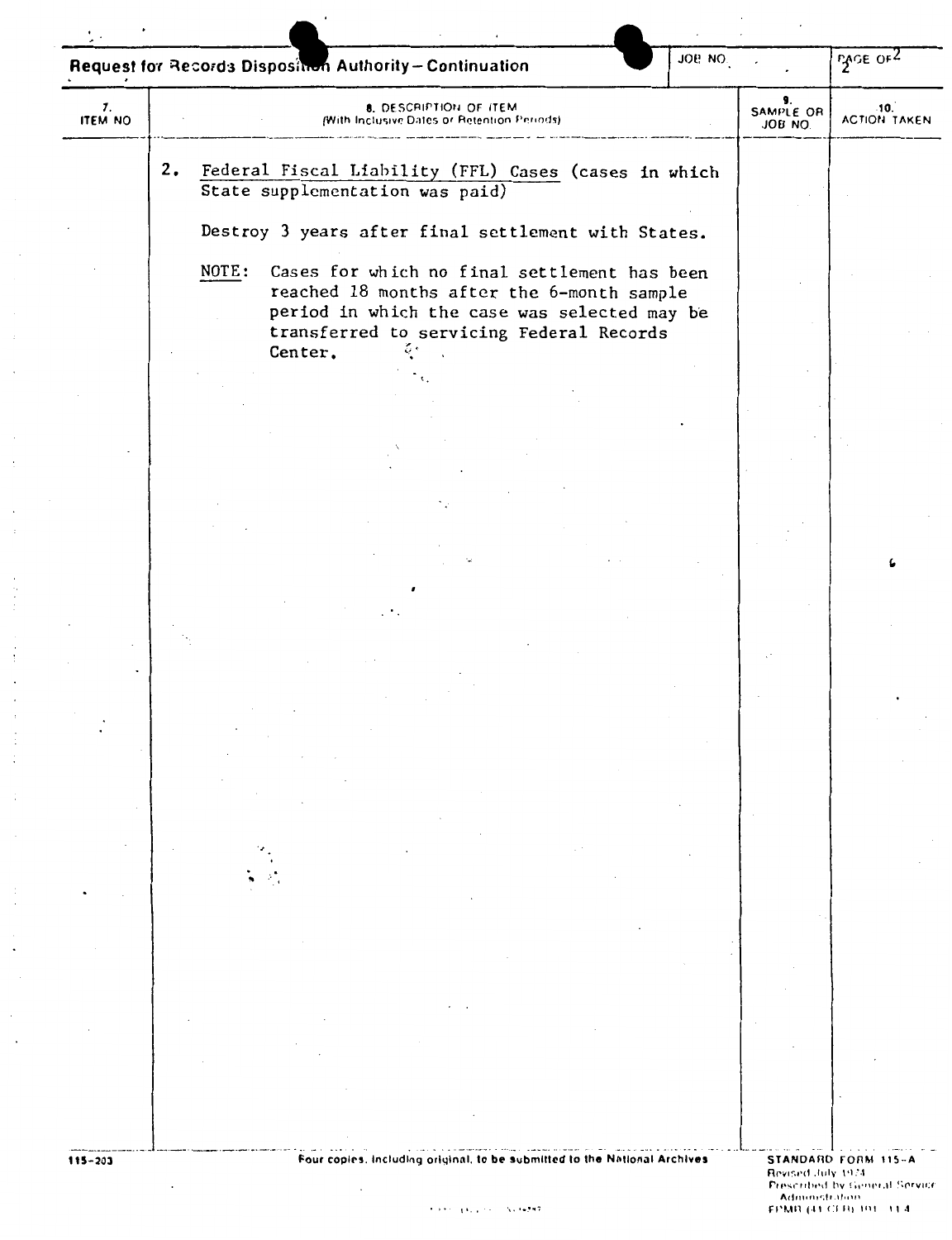**Request for Records Disposition Authority – Continuation**

| 7. ITEM NO | 8. DESCRIPTION OF ITEM (With Inclusive Dates or Retention Periods) | 9. SAMPLE OR JOB NO. | 10. ACTION TAKEN |
|---|---|---|---|
| | 2. Federal Fiscal Liability (FFL) Cases (cases in which State supplementation was paid)<br><br>Destroy 3 years after final settlement with States.<br><br>NOTE: Cases for which no final settlement has been reached 18 months after the 6-month sample period in which the case was selected may be transferred to servicing Federal Records Center. | | |

115-203

Four copies, including original, to be submitted to the National Archives

STANDARD FORM 115-A
Revised July 1974
Prescribed by General Services Administration
FPMR (41 CFR) 101-11.4